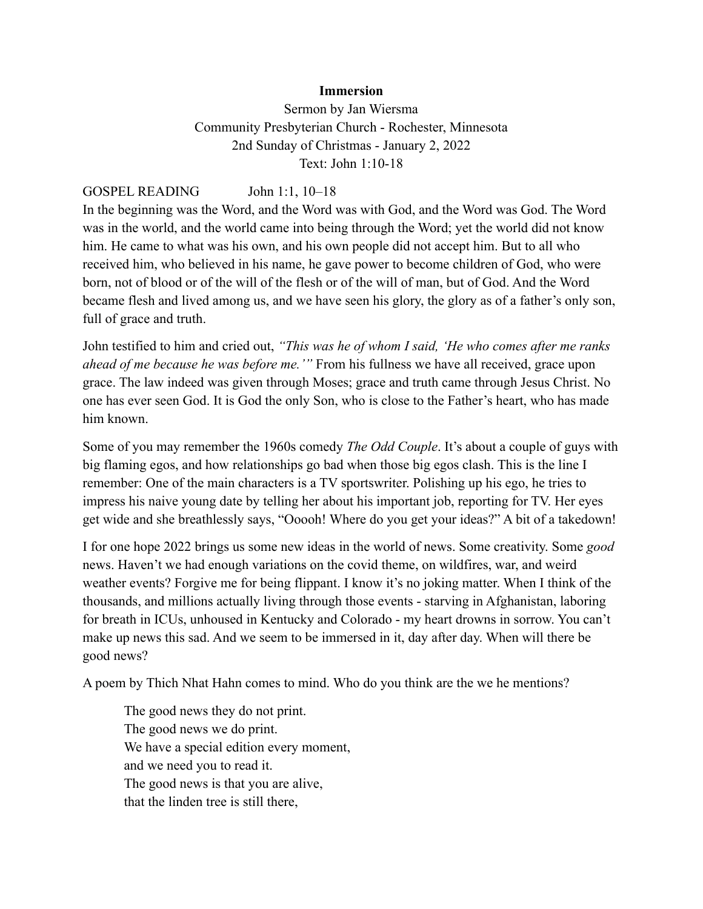# Immersion

Sermon by Jan Wiersma
Community Presbyterian Church - Rochester, Minnesota
2nd Sunday of Christmas - January 2, 2022
Text: John 1:10-18

GOSPEL READING John 1:1, 10–18

In the beginning was the Word, and the Word was with God, and the Word was God. The Word was in the world, and the world came into being through the Word; yet the world did not know him. He came to what was his own, and his own people did not accept him. But to all who received him, who believed in his name, he gave power to become children of God, who were born, not of blood or of the will of the flesh or of the will of man, but of God. And the Word became flesh and lived among us, and we have seen his glory, the glory as of a father's only son, full of grace and truth.

John testified to him and cried out, *"This was he of whom I said, 'He who comes after me ranks ahead of me because he was before me.'"* From his fullness we have all received, grace upon grace. The law indeed was given through Moses; grace and truth came through Jesus Christ. No one has ever seen God. It is God the only Son, who is close to the Father's heart, who has made him known.

Some of you may remember the 1960s comedy *The Odd Couple*. It's about a couple of guys with big flaming egos, and how relationships go bad when those big egos clash. This is the line I remember: One of the main characters is a TV sportswriter. Polishing up his ego, he tries to impress his naive young date by telling her about his important job, reporting for TV. Her eyes get wide and she breathlessly says, "Ooooh! Where do you get your ideas?" A bit of a takedown!

I for one hope 2022 brings us some new ideas in the world of news. Some creativity. Some *good* news. Haven't we had enough variations on the covid theme, on wildfires, war, and weird weather events? Forgive me for being flippant. I know it's no joking matter. When I think of the thousands, and millions actually living through those events - starving in Afghanistan, laboring for breath in ICUs, unhoused in Kentucky and Colorado - my heart drowns in sorrow. You can't make up news this sad. And we seem to be immersed in it, day after day. When will there be good news?

A poem by Thich Nhat Hahn comes to mind. Who do you think are the we he mentions?

> The good news they do not print.
> The good news we do print.
> We have a special edition every moment,
> and we need you to read it.
> The good news is that you are alive,
> that the linden tree is still there,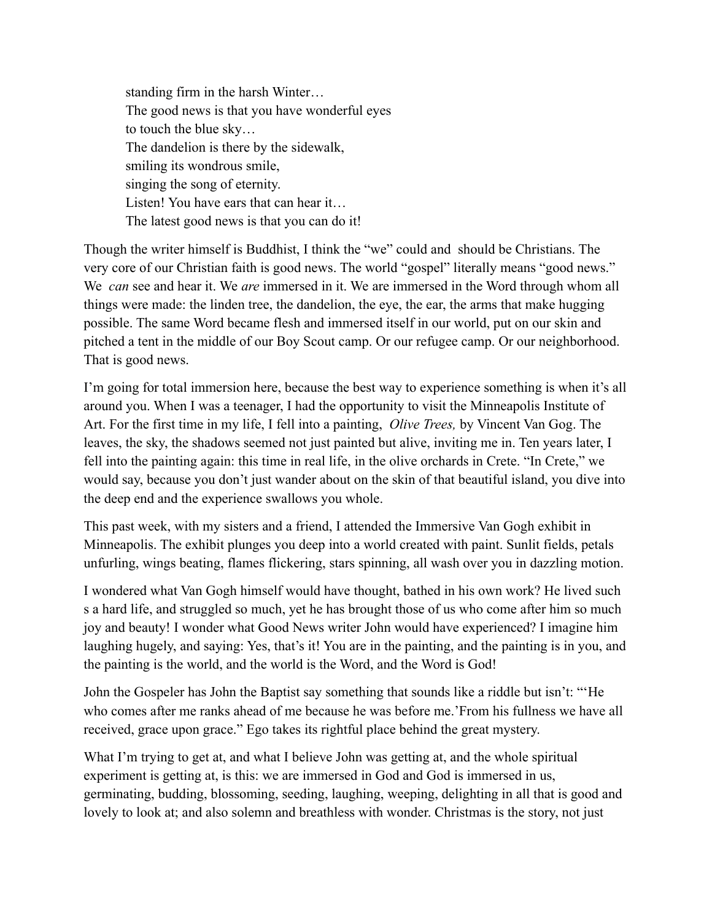> standing firm in the harsh Winter…
> The good news is that you have wonderful eyes
> to touch the blue sky…
> The dandelion is there by the sidewalk,
> smiling its wondrous smile,
> singing the song of eternity.
> Listen! You have ears that can hear it…
> The latest good news is that you can do it!

Though the writer himself is Buddhist, I think the "we" could and should be Christians. The very core of our Christian faith is good news. The world "gospel" literally means "good news." We *can* see and hear it. We *are* immersed in it. We are immersed in the Word through whom all things were made: the linden tree, the dandelion, the eye, the ear, the arms that make hugging possible. The same Word became flesh and immersed itself in our world, put on our skin and pitched a tent in the middle of our Boy Scout camp. Or our refugee camp. Or our neighborhood. That is good news.

I'm going for total immersion here, because the best way to experience something is when it's all around you. When I was a teenager, I had the opportunity to visit the Minneapolis Institute of Art. For the first time in my life, I fell into a painting, *Olive Trees,* by Vincent Van Gog. The leaves, the sky, the shadows seemed not just painted but alive, inviting me in. Ten years later, I fell into the painting again: this time in real life, in the olive orchards in Crete. "In Crete," we would say, because you don't just wander about on the skin of that beautiful island, you dive into the deep end and the experience swallows you whole.

This past week, with my sisters and a friend, I attended the Immersive Van Gogh exhibit in Minneapolis. The exhibit plunges you deep into a world created with paint. Sunlit fields, petals unfurling, wings beating, flames flickering, stars spinning, all wash over you in dazzling motion.

I wondered what Van Gogh himself would have thought, bathed in his own work? He lived such s a hard life, and struggled so much, yet he has brought those of us who come after him so much joy and beauty! I wonder what Good News writer John would have experienced? I imagine him laughing hugely, and saying: Yes, that's it! You are in the painting, and the painting is in you, and the painting is the world, and the world is the Word, and the Word is God!

John the Gospeler has John the Baptist say something that sounds like a riddle but isn't: "'He who comes after me ranks ahead of me because he was before me.'From his fullness we have all received, grace upon grace." Ego takes its rightful place behind the great mystery.

What I'm trying to get at, and what I believe John was getting at, and the whole spiritual experiment is getting at, is this: we are immersed in God and God is immersed in us, germinating, budding, blossoming, seeding, laughing, weeping, delighting in all that is good and lovely to look at; and also solemn and breathless with wonder. Christmas is the story, not just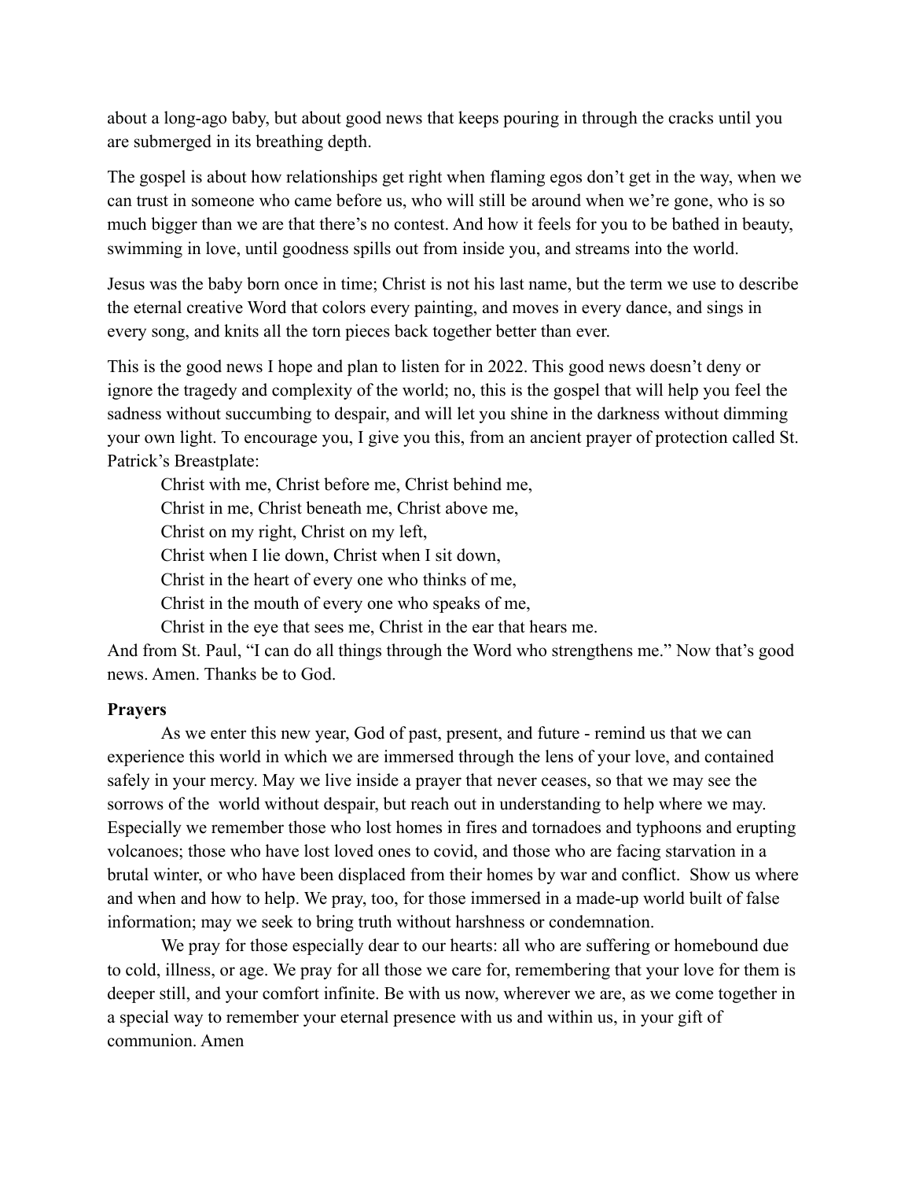about a long-ago baby, but about good news that keeps pouring in through the cracks until you are submerged in its breathing depth.

The gospel is about how relationships get right when flaming egos don't get in the way, when we can trust in someone who came before us, who will still be around when we're gone, who is so much bigger than we are that there's no contest. And how it feels for you to be bathed in beauty, swimming in love, until goodness spills out from inside you, and streams into the world.

Jesus was the baby born once in time; Christ is not his last name, but the term we use to describe the eternal creative Word that colors every painting, and moves in every dance, and sings in every song, and knits all the torn pieces back together better than ever.

This is the good news I hope and plan to listen for in 2022. This good news doesn't deny or ignore the tragedy and complexity of the world; no, this is the gospel that will help you feel the sadness without succumbing to despair, and will let you shine in the darkness without dimming your own light. To encourage you, I give you this, from an ancient prayer of protection called St. Patrick's Breastplate:

> Christ with me, Christ before me, Christ behind me,
> Christ in me, Christ beneath me, Christ above me,
> Christ on my right, Christ on my left,
> Christ when I lie down, Christ when I sit down,
> Christ in the heart of every one who thinks of me,
> Christ in the mouth of every one who speaks of me,
> Christ in the eye that sees me, Christ in the ear that hears me.

And from St. Paul, "I can do all things through the Word who strengthens me." Now that's good news. Amen. Thanks be to God.

**Prayers**

As we enter this new year, God of past, present, and future - remind us that we can experience this world in which we are immersed through the lens of your love, and contained safely in your mercy. May we live inside a prayer that never ceases, so that we may see the sorrows of the world without despair, but reach out in understanding to help where we may. Especially we remember those who lost homes in fires and tornadoes and typhoons and erupting volcanoes; those who have lost loved ones to covid, and those who are facing starvation in a brutal winter, or who have been displaced from their homes by war and conflict. Show us where and when and how to help. We pray, too, for those immersed in a made-up world built of false information; may we seek to bring truth without harshness or condemnation.

We pray for those especially dear to our hearts: all who are suffering or homebound due to cold, illness, or age. We pray for all those we care for, remembering that your love for them is deeper still, and your comfort infinite. Be with us now, wherever we are, as we come together in a special way to remember your eternal presence with us and within us, in your gift of communion. Amen